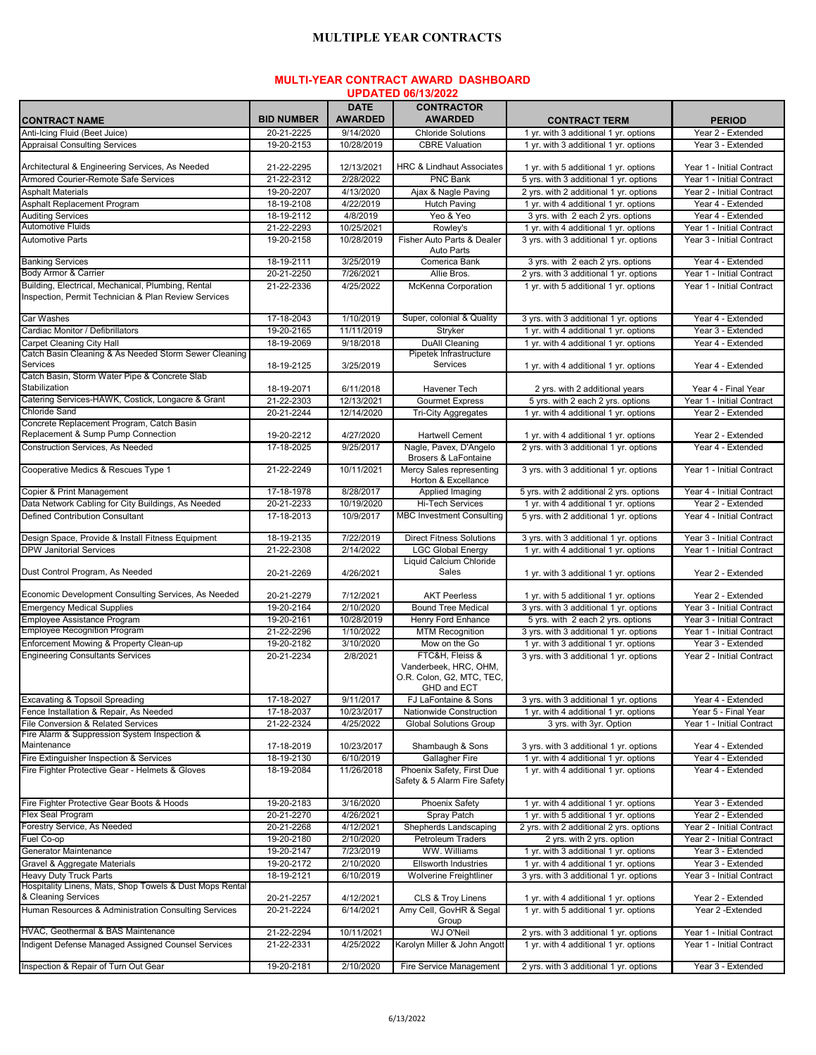# MULTIPLE YEAR CONTRACTS

## MULTI-YEAR CONTRACT AWARD DASHBOARD
## UPDATED 06/13/2022

| CONTRACT NAME | BID NUMBER | DATE AWARDED | CONTRACTOR AWARDED | CONTRACT TERM | PERIOD |
|---|---|---|---|---|---|
| Anti-Icing Fluid (Beet Juice) | 20-21-2225 | 9/14/2020 | Chloride Solutions | 1 yr. with 3 additional 1 yr. options | Year 2 - Extended |
| Appraisal Consulting Services | 19-20-2153 | 10/28/2019 | CBRE Valuation | 1 yr. with 3 additional 1 yr. options | Year 3 - Extended |
| Architectural & Engineering Services, As Needed | 21-22-2295 | 12/13/2021 | HRC & Lindhaut Associates | 1 yr. with 5 additional 1 yr. options | Year 1 - Initial Contract |
| Armored Courier-Remote Safe Services | 21-22-2312 | 2/28/2022 | PNC Bank | 5 yrs. with 3 additional 1 yr. options | Year 1 - Initial Contract |
| Asphalt Materials | 19-20-2207 | 4/13/2020 | Ajax & Nagle Paving | 2 yrs. with 2 additional 1 yr. options | Year 2 - Initial Contract |
| Asphalt Replacement Program | 18-19-2108 | 4/22/2019 | Hutch Paving | 1 yr. with 4 additional 1 yr. options | Year 4 - Extended |
| Auditing Services | 18-19-2112 | 4/8/2019 | Yeo & Yeo | 3 yrs. with 2 each 2 yrs. options | Year 4 - Extended |
| Automotive Fluids | 21-22-2293 | 10/25/2021 | Rowley's | 1 yr. with 4 additional 1 yr. options | Year 1 - Initial Contract |
| Automotive Parts | 19-20-2158 | 10/28/2019 | Fisher Auto Parts & Dealer Auto Parts | 3 yrs. with 3 additional 1 yr. options | Year 3 - Initial Contract |
| Banking Services | 18-19-2111 | 3/25/2019 | Comerica Bank | 3 yrs. with 2 each 2 yrs. options | Year 4 - Extended |
| Body Armor & Carrier | 20-21-2250 | 7/26/2021 | Allie Bros. | 2 yrs. with 3 additional 1 yr. options | Year 1 - Initial Contract |
| Building, Electrical, Mechanical, Plumbing, Rental Inspection, Permit Technician & Plan Review Services | 21-22-2336 | 4/25/2022 | McKenna Corporation | 1 yr. with 5 additional 1 yr. options | Year 1 - Initial Contract |
| Car Washes | 17-18-2043 | 1/10/2019 | Super, colonial & Quality | 3 yrs. with 3 additional 1 yr. options | Year 4 - Extended |
| Cardiac Monitor / Defibrillators | 19-20-2165 | 11/11/2019 | Stryker | 1 yr. with 4 additional 1 yr. options | Year 3 - Extended |
| Carpet Cleaning City Hall | 18-19-2069 | 9/18/2018 | DuAll Cleaning | 1 yr. with 4 additional 1 yr. options | Year 4 - Extended |
| Catch Basin Cleaning & As Needed Storm Sewer Cleaning Services | 18-19-2125 | 3/25/2019 | Pipetek Infrastructure Services | 1 yr. with 4 additional 1 yr. options | Year 4 - Extended |
| Catch Basin, Storm Water Pipe & Concrete Slab Stabilization | 18-19-2071 | 6/11/2018 | Havener Tech | 2 yrs. with 2 additional years | Year 4 - Final Year |
| Catering Services-HAWK, Costick, Longacre & Grant | 21-22-2303 | 12/13/2021 | Gourmet Express | 5 yrs. with 2 each 2 yrs. options | Year 1 - Initial Contract |
| Chloride Sand | 20-21-2244 | 12/14/2020 | Tri-City Aggregates | 1 yr. with 4 additional 1 yr. options | Year 2 - Extended |
| Concrete Replacement Program, Catch Basin Replacement & Sump Pump Connection | 19-20-2212 | 4/27/2020 | Hartwell Cement | 1 yr. with 4 additional 1 yr. options | Year 2 - Extended |
| Construction Services, As Needed | 17-18-2025 | 9/25/2017 | Nagle, Pavex, D'Angelo Brosers & LaFontaine | 2 yrs. with 3 additional 1 yr. options | Year 4 - Extended |
| Cooperative Medics & Rescues Type 1 | 21-22-2249 | 10/11/2021 | Mercy Sales representing Horton & Excellence | 3 yrs. with 3 additional 1 yr. options | Year 1 - Initial Contract |
| Copier & Print Management | 17-18-1978 | 8/28/2017 | Applied Imaging | 5 yrs. with 2 additional 2 yrs. options | Year 4 - Initial Contract |
| Data Network Cabling for City Buildings, As Needed | 20-21-2233 | 10/19/2020 | Hi-Tech Services | 1 yr. with 4 additional 1 yr. options | Year 2 - Extended |
| Defined Contribution Consultant | 17-18-2013 | 10/9/2017 | MBC Investment Consulting | 5 yrs. with 2 additional 1 yr. options | Year 4 - Initial Contract |
| Design Space, Provide & Install Fitness Equipment | 18-19-2135 | 7/22/2019 | Direct Fitness Solutions | 3 yrs. with 3 additional 1 yr. options | Year 3 - Initial Contract |
| DPW Janitorial Services | 21-22-2308 | 2/14/2022 | LGC Global Energy | 1 yr. with 4 additional 1 yr. options | Year 1 - Initial Contract |
| Dust Control Program, As Needed | 20-21-2269 | 4/26/2021 | Liquid Calcium Chloride Sales | 1 yr. with 3 additional 1 yr. options | Year 2 - Extended |
| Economic Development Consulting Services, As Needed | 20-21-2279 | 7/12/2021 | AKT Peerless | 1 yr. with 5 additional 1 yr. options | Year 2 - Extended |
| Emergency Medical Supplies | 19-20-2164 | 2/10/2020 | Bound Tree Medical | 3 yrs. with 3 additional 1 yr. options | Year 3 - Initial Contract |
| Employee Assistance Program | 19-20-2161 | 10/28/2019 | Henry Ford Enhance | 5 yrs. with 2 each 2 yrs. options | Year 3 - Initial Contract |
| Employee Recognition Program | 21-22-2296 | 1/10/2022 | MTM Recognition | 3 yrs. with 3 additional 1 yr. options | Year 1 - Initial Contract |
| Enforcement Mowing & Property Clean-up | 19-20-2182 | 3/10/2020 | Mow on the Go | 1 yr. with 3 additional 1 yr. options | Year 3 - Extended |
| Engineering Consultants Services | 20-21-2234 | 2/8/2021 | FTC&H, Fleiss & Vanderbeek, HRC, OHM, O.R. Colon, G2, MTC, TEC, GHD and ECT | 3 yrs. with 3 additional 1 yr. options | Year 2 - Initial Contract |
| Excavating & Topsoil Spreading | 17-18-2027 | 9/11/2017 | FJ LaFontaine & Sons | 3 yrs. with 3 additional 1 yr. options | Year 4 - Extended |
| Fence Installation & Repair, As Needed | 17-18-2037 | 10/23/2017 | Nationwide Construction | 1 yr. with 4 additional 1 yr. options | Year 5 - Final Year |
| File Conversion & Related Services | 21-22-2324 | 4/25/2022 | Global Solutions Group | 3 yrs. with 3yr. Option | Year 1 - Initial Contract |
| Fire Alarm & Suppression System Inspection & Maintenance | 17-18-2019 | 10/23/2017 | Shambaugh & Sons | 3 yrs. with 3 additional 1 yr. options | Year 4 - Extended |
| Fire Extinguisher Inspection & Services | 18-19-2130 | 6/10/2019 | Gallagher Fire | 1 yr. with 4 additional 1 yr. options | Year 4 - Extended |
| Fire Fighter Protective Gear - Helmets & Gloves | 18-19-2084 | 11/26/2018 | Phoenix Safety, First Due Safety & 5 Alarm Fire Safety | 1 yr. with 4 additional 1 yr. options | Year 4 - Extended |
| Fire Fighter Protective Gear Boots & Hoods | 19-20-2183 | 3/16/2020 | Phoenix Safety | 1 yr. with 4 additional 1 yr. options | Year 3 - Extended |
| Flex Seal Program | 20-21-2270 | 4/26/2021 | Spray Patch | 1 yr. with 5 additional 1 yr. options | Year 2 - Extended |
| Forestry Service, As Needed | 20-21-2268 | 4/12/2021 | Shepherds Landscaping | 2 yrs. with 2 additional 2 yrs. options | Year 2 - Initial Contract |
| Fuel Co-op | 19-20-2180 | 2/10/2020 | Petroleum Traders | 2 yrs. with 2 yrs. option | Year 2 - Initial Contract |
| Generator Maintenance | 19-20-2147 | 7/23/2019 | WW. Williams | 1 yr. with 3 additional 1 yr. options | Year 3 - Extended |
| Gravel & Aggregate Materials | 19-20-2172 | 2/10/2020 | Ellsworth Industries | 1 yr. with 4 additional 1 yr. options | Year 3 - Extended |
| Heavy Duty Truck Parts | 18-19-2121 | 6/10/2019 | Wolverine Freightliner | 3 yrs. with 3 additional 1 yr. options | Year 3 - Initial Contract |
| Hospitality Linens, Mats, Shop Towels & Dust Mops Rental & Cleaning Services | 20-21-2257 | 4/12/2021 | CLS & Troy Linens | 1 yr. with 4 additional 1 yr. options | Year 2 - Extended |
| Human Resources & Administration Consulting Services | 20-21-2224 | 6/14/2021 | Amy Cell, GovHR & Segal Group | 1 yr. with 5 additional 1 yr. options | Year 2 -Extended |
| HVAC, Geothermal & BAS Maintenance | 21-22-2294 | 10/11/2021 | WJ O'Neil | 2 yrs. with 3 additional 1 yr. options | Year 1 - Initial Contract |
| Indigent Defense Managed Assigned Counsel Services | 21-22-2331 | 4/25/2022 | Karolyn Miller & John Angott | 1 yr. with 4 additional 1 yr. options | Year 1 - Initial Contract |
| Inspection & Repair of Turn Out Gear | 19-20-2181 | 2/10/2020 | Fire Service Management | 2 yrs. with 3 additional 1 yr. options | Year 3 - Extended |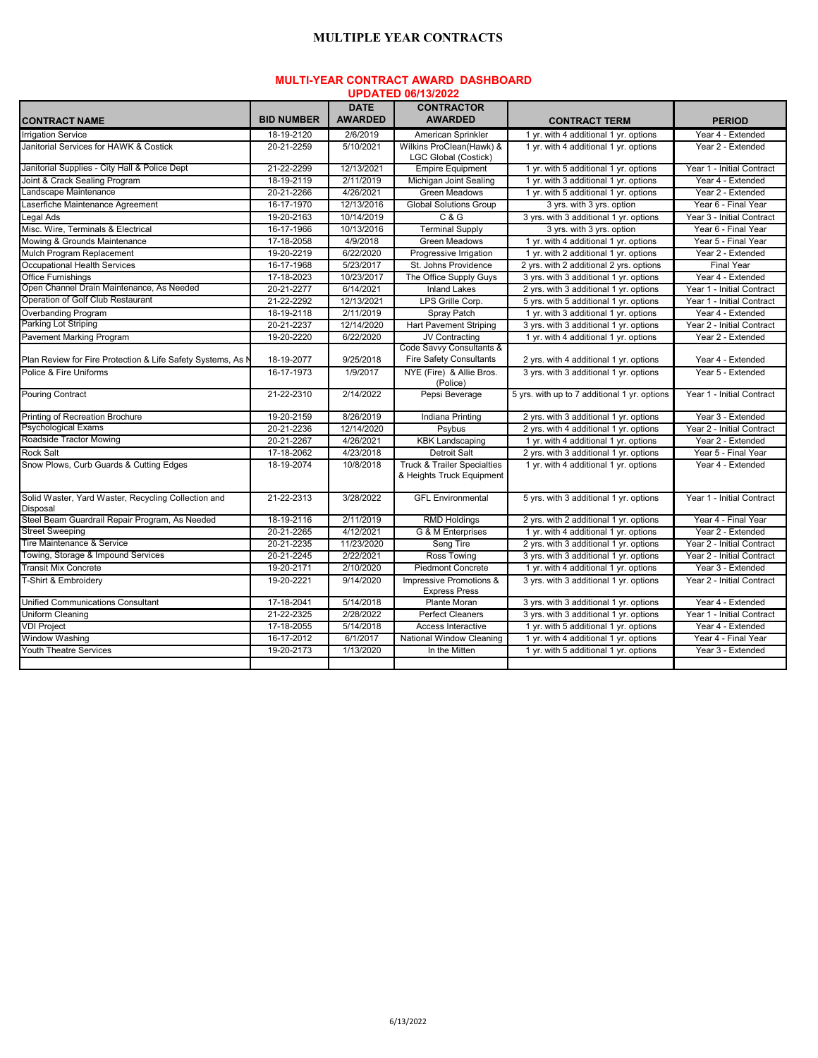# MULTIPLE YEAR CONTRACTS

## MULTI-YEAR CONTRACT AWARD DASHBOARD
## UPDATED 06/13/2022

| CONTRACT NAME | BID NUMBER | DATE AWARDED | CONTRACTOR AWARDED | CONTRACT TERM | PERIOD |
|---|---|---|---|---|---|
| Irrigation Service | 18-19-2120 | 2/6/2019 | American Sprinkler | 1 yr. with 4 additional 1 yr. options | Year 4 - Extended |
| Janitorial Services for HAWK & Costick | 20-21-2259 | 5/10/2021 | Wilkins ProClean(Hawk) & LGC Global (Costick) | 1 yr. with 4 additional 1 yr. options | Year 2 - Extended |
| Janitorial Supplies - City Hall & Police Dept | 21-22-2299 | 12/13/2021 | Empire Equipment | 1 yr. with 5 additional 1 yr. options | Year 1 - Initial Contract |
| Joint & Crack Sealing Program | 18-19-2119 | 2/11/2019 | Michigan Joint Sealing | 1 yr. with 3 additional 1 yr. options | Year 4 - Extended |
| Landscape Maintenance | 20-21-2266 | 4/26/2021 | Green Meadows | 1 yr. with 5 additional 1 yr. options | Year 2 - Extended |
| Laserfiche Maintenance Agreement | 16-17-1970 | 12/13/2016 | Global Solutions Group | 3 yrs. with 3 yrs. option | Year 6 - Final Year |
| Legal Ads | 19-20-2163 | 10/14/2019 | C & G | 3 yrs. with 3 additional 1 yr. options | Year 3 - Initial Contract |
| Misc. Wire, Terminals & Electrical | 16-17-1966 | 10/13/2016 | Terminal Supply | 3 yrs. with 3 yrs. option | Year 6 - Final Year |
| Mowing & Grounds Maintenance | 17-18-2058 | 4/9/2018 | Green Meadows | 1 yr. with 4 additional 1 yr. options | Year 5 - Final Year |
| Mulch Program Replacement | 19-20-2219 | 6/22/2020 | Progressive Irrigation | 1 yr. with 2 additional 1 yr. options | Year 2 - Extended |
| Occupational Health Services | 16-17-1968 | 5/23/2017 | St. Johns Providence | 2 yrs. with 2 additional 2 yrs. options | Final Year |
| Office Furnishings | 17-18-2023 | 10/23/2017 | The Office Supply Guys | 3 yrs. with 3 additional 1 yr. options | Year 4 - Extended |
| Open Channel Drain Maintenance, As Needed | 20-21-2277 | 6/14/2021 | Inland Lakes | 2 yrs. with 3 additional 1 yr. options | Year 1 - Initial Contract |
| Operation of Golf Club Restaurant | 21-22-2292 | 12/13/2021 | LPS Grille Corp. | 5 yrs. with 5 additional 1 yr. options | Year 1 - Initial Contract |
| Overbanding Program | 18-19-2118 | 2/11/2019 | Spray Patch | 1 yr. with 3 additional 1 yr. options | Year 4 - Extended |
| Parking Lot Striping | 20-21-2237 | 12/14/2020 | Hart Pavement Striping | 3 yrs. with 3 additional 1 yr. options | Year 2 - Initial Contract |
| Pavement Marking Program | 19-20-2220 | 6/22/2020 | JV Contracting | 1 yr. with 4 additional 1 yr. options | Year 2 - Extended |
| Plan Review for Fire Protection & Life Safety Systems, As N | 18-19-2077 | 9/25/2018 | Code Savvy Consultants & Fire Safety Consultants | 2 yrs. with 4 additional 1 yr. options | Year 4 - Extended |
| Police & Fire Uniforms | 16-17-1973 | 1/9/2017 | NYE (Fire) & Allie Bros. (Police) | 3 yrs. with 3 additional 1 yr. options | Year 5 - Extended |
| Pouring Contract | 21-22-2310 | 2/14/2022 | Pepsi Beverage | 5 yrs. with up to 7 additional 1 yr. options | Year 1 - Initial Contract |
| Printing of Recreation Brochure | 19-20-2159 | 8/26/2019 | Indiana Printing | 2 yrs. with 3 additional 1 yr. options | Year 3 - Extended |
| Psychological Exams | 20-21-2236 | 12/14/2020 | Psybus | 2 yrs. with 4 additional 1 yr. options | Year 2 - Initial Contract |
| Roadside Tractor Mowing | 20-21-2267 | 4/26/2021 | KBK Landscaping | 1 yr. with 4 additional 1 yr. options | Year 2 - Extended |
| Rock Salt | 17-18-2062 | 4/23/2018 | Detroit Salt | 2 yrs. with 3 additional 1 yr. options | Year 5 - Final Year |
| Snow Plows, Curb Guards & Cutting Edges | 18-19-2074 | 10/8/2018 | Truck & Trailer Specialties & Heights Truck Equipment | 1 yr. with 4 additional 1 yr. options | Year 4 - Extended |
| Solid Waster, Yard Waster, Recycling Collection and Disposal | 21-22-2313 | 3/28/2022 | GFL Environmental | 5 yrs. with 3 additional 1 yr. options | Year 1 - Initial Contract |
| Steel Beam Guardrail Repair Program, As Needed | 18-19-2116 | 2/11/2019 | RMD Holdings | 2 yrs. with 2 additional 1 yr. options | Year 4 - Final Year |
| Street Sweeping | 20-21-2265 | 4/12/2021 | G & M Enterprises | 1 yr. with 4 additional 1 yr. options | Year 2 - Extended |
| Tire Maintenance & Service | 20-21-2235 | 11/23/2020 | Seng Tire | 2 yrs. with 3 additional 1 yr. options | Year 2 - Initial Contract |
| Towing, Storage & Impound Services | 20-21-2245 | 2/22/2021 | Ross Towing | 3 yrs. with 3 additional 1 yr. options | Year 2 - Initial Contract |
| Transit Mix Concrete | 19-20-2171 | 2/10/2020 | Piedmont Concrete | 1 yr. with 4 additional 1 yr. options | Year 3 - Extended |
| T-Shirt & Embroidery | 19-20-2221 | 9/14/2020 | Impressive Promotions & Express Press | 3 yrs. with 3 additional 1 yr. options | Year 2 - Initial Contract |
| Unified Communications Consultant | 17-18-2041 | 5/14/2018 | Plante Moran | 3 yrs. with 3 additional 1 yr. options | Year 4 - Extended |
| Uniform Cleaning | 21-22-2325 | 2/28/2022 | Perfect Cleaners | 3 yrs. with 3 additional 1 yr. options | Year 1 - Initial Contract |
| VDI Project | 17-18-2055 | 5/14/2018 | Access Interactive | 1 yr. with 5 additional 1 yr. options | Year 4 - Extended |
| Window Washing | 16-17-2012 | 6/1/2017 | National Window Cleaning | 1 yr. with 4 additional 1 yr. options | Year 4 - Final Year |
| Youth Theatre Services | 19-20-2173 | 1/13/2020 | In the Mitten | 1 yr. with 5 additional 1 yr. options | Year 3 - Extended |